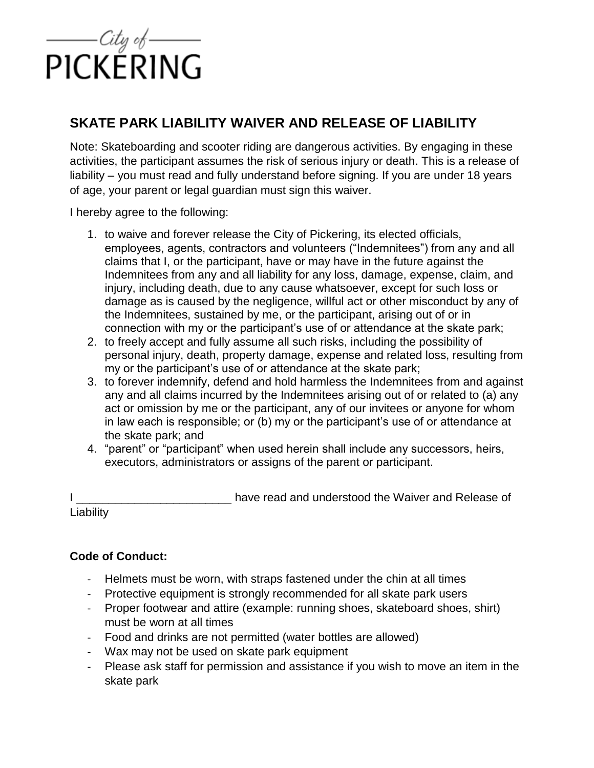City of
PICKERING

## SKATE PARK LIABILITY WAIVER AND RELEASE OF LIABILITY

Note: Skateboarding and scooter riding are dangerous activities. By engaging in these activities, the participant assumes the risk of serious injury or death. This is a release of liability – you must read and fully understand before signing. If you are under 18 years of age, your parent or legal guardian must sign this waiver.

I hereby agree to the following:

1. to waive and forever release the City of Pickering, its elected officials, employees, agents, contractors and volunteers ("Indemnitees") from any and all claims that I, or the participant, have or may have in the future against the Indemnitees from any and all liability for any loss, damage, expense, claim, and injury, including death, due to any cause whatsoever, except for such loss or damage as is caused by the negligence, willful act or other misconduct by any of the Indemnitees, sustained by me, or the participant, arising out of or in connection with my or the participant's use of or attendance at the skate park;
2. to freely accept and fully assume all such risks, including the possibility of personal injury, death, property damage, expense and related loss, resulting from my or the participant's use of or attendance at the skate park;
3. to forever indemnify, defend and hold harmless the Indemnitees from and against any and all claims incurred by the Indemnitees arising out of or related to (a) any act or omission by me or the participant, any of our invitees or anyone for whom in law each is responsible; or (b) my or the participant's use of or attendance at the skate park; and
4. "parent" or "participant" when used herein shall include any successors, heirs, executors, administrators or assigns of the parent or participant.

I ________________________ have read and understood the Waiver and Release of Liability

**Code of Conduct:**

- Helmets must be worn, with straps fastened under the chin at all times
- Protective equipment is strongly recommended for all skate park users
- Proper footwear and attire (example: running shoes, skateboard shoes, shirt) must be worn at all times
- Food and drinks are not permitted (water bottles are allowed)
- Wax may not be used on skate park equipment
- Please ask staff for permission and assistance if you wish to move an item in the skate park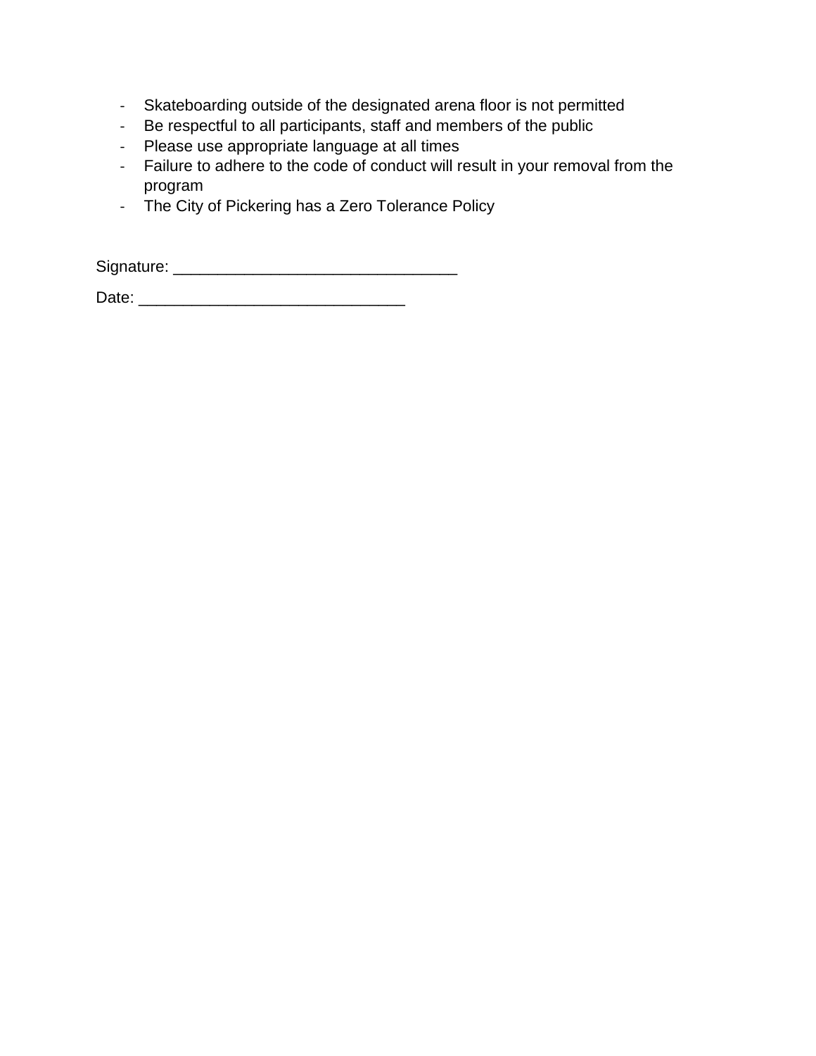- Skateboarding outside of the designated arena floor is not permitted
- Be respectful to all participants, staff and members of the public
- Please use appropriate language at all times
- Failure to adhere to the code of conduct will result in your removal from the program
- The City of Pickering has a Zero Tolerance Policy

Signature: ________________________________

Date: ______________________________